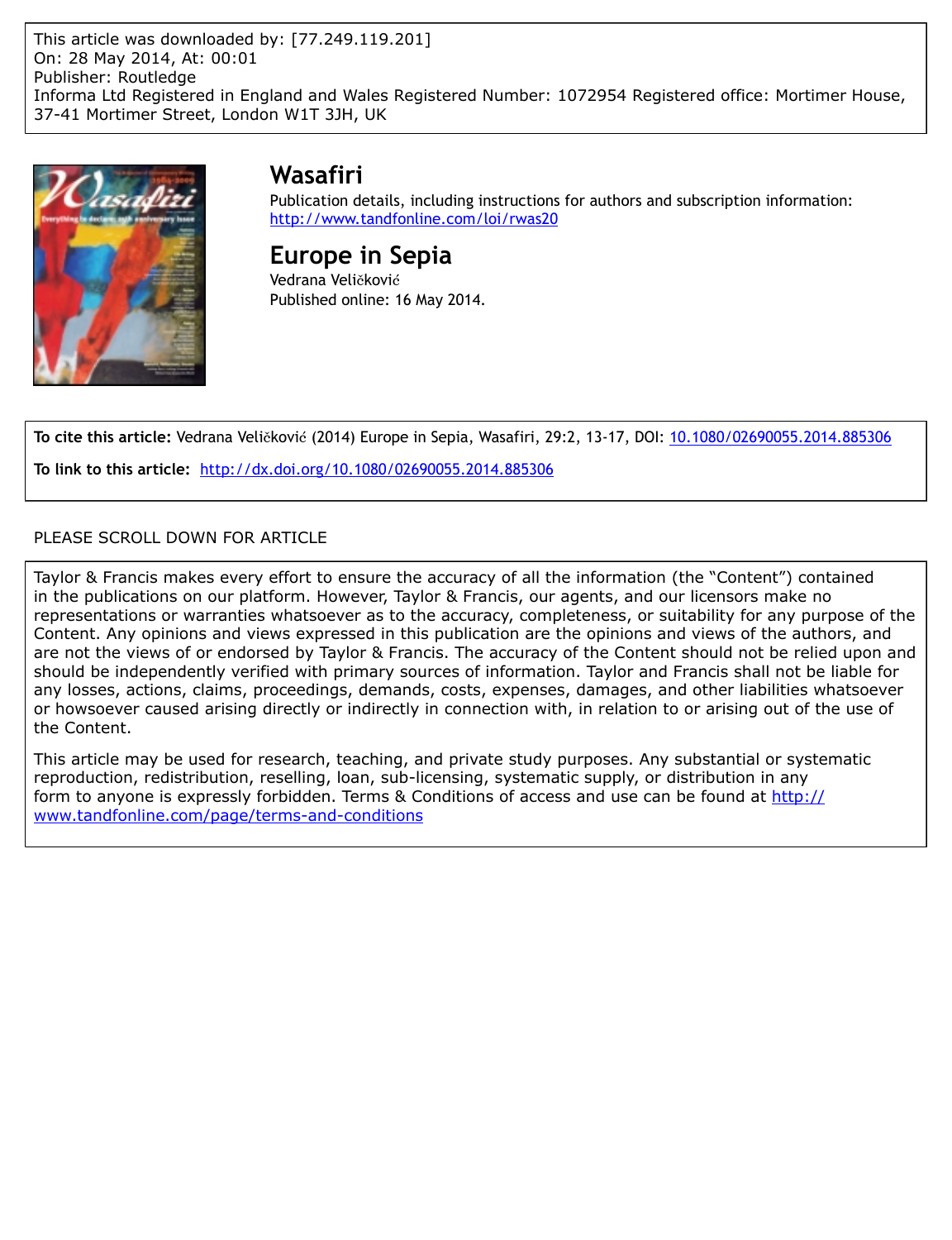This article was downloaded by: [77.249.119.201]
On: 28 May 2014, At: 00:01
Publisher: Routledge
Informa Ltd Registered in England and Wales Registered Number: 1072954 Registered office: Mortimer House, 37-41 Mortimer Street, London W1T 3JH, UK

# Wasafiri

Publication details, including instructions for authors and subscription information:
http://www.tandfonline.com/loi/rwas20

# Europe in Sepia

Vedrana Veličković

Published online: 16 May 2014.

**To cite this article:** Vedrana Veličković (2014) Europe in Sepia, Wasafiri, 29:2, 13-17, DOI: 10.1080/02690055.2014.885306

**To link to this article:** http://dx.doi.org/10.1080/02690055.2014.885306

PLEASE SCROLL DOWN FOR ARTICLE

Taylor & Francis makes every effort to ensure the accuracy of all the information (the "Content") contained in the publications on our platform. However, Taylor & Francis, our agents, and our licensors make no representations or warranties whatsoever as to the accuracy, completeness, or suitability for any purpose of the Content. Any opinions and views expressed in this publication are the opinions and views of the authors, and are not the views of or endorsed by Taylor & Francis. The accuracy of the Content should not be relied upon and should be independently verified with primary sources of information. Taylor and Francis shall not be liable for any losses, actions, claims, proceedings, demands, costs, expenses, damages, and other liabilities whatsoever or howsoever caused arising directly or indirectly in connection with, in relation to or arising out of the use of the Content.

This article may be used for research, teaching, and private study purposes. Any substantial or systematic reproduction, redistribution, reselling, loan, sub-licensing, systematic supply, or distribution in any form to anyone is expressly forbidden. Terms & Conditions of access and use can be found at http://www.tandfonline.com/page/terms-and-conditions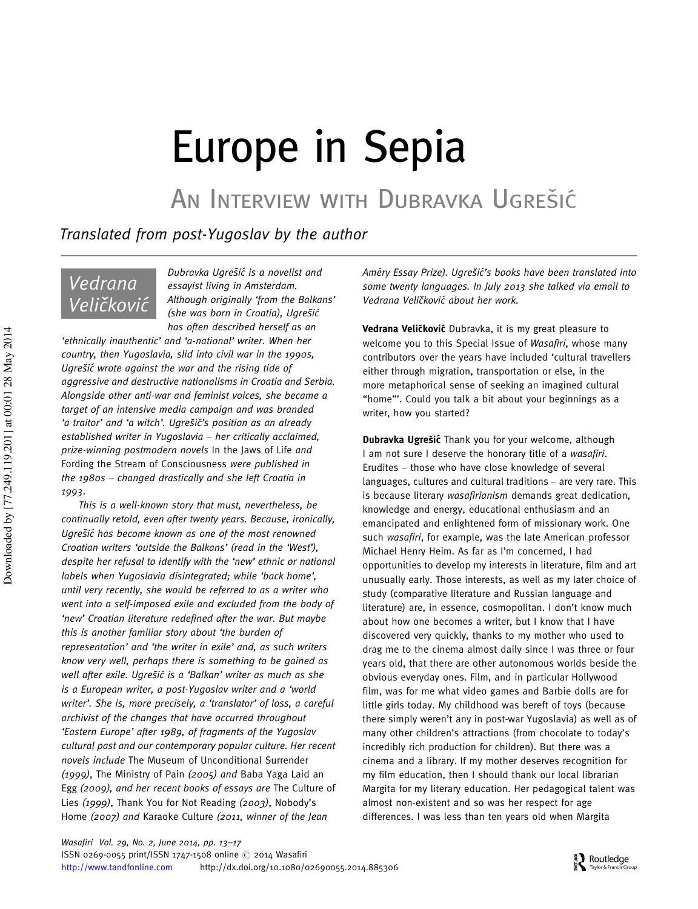# Europe in Sepia

## An Interview with Dubravka Ugrešić

*Translated from post-Yugoslav by the author*

### Vedrana Veličković

*Dubravka Ugrešić is a novelist and essayist living in Amsterdam. Although originally 'from the Balkans' (she was born in Croatia), Ugrešić has often described herself as an 'ethnically inauthentic' and 'a-national' writer. When her country, then Yugoslavia, slid into civil war in the 1990s, Ugrešić wrote against the war and the rising tide of aggressive and destructive nationalisms in Croatia and Serbia. Alongside other anti-war and feminist voices, she became a target of an intensive media campaign and was branded 'a traitor' and 'a witch'. Ugrešić's position as an already established writer in Yugoslavia – her critically acclaimed, prize-winning postmodern novels* In the Jaws of Life *and* Fording the Stream of Consciousness *were published in the 1980s – changed drastically and she left Croatia in 1993.*

*This is a well-known story that must, nevertheless, be continually retold, even after twenty years. Because, ironically, Ugrešić has become known as one of the most renowned Croatian writers 'outside the Balkans' (read in the 'West'), despite her refusal to identify with the 'new' ethnic or national labels when Yugoslavia disintegrated; while 'back home', until very recently, she would be referred to as a writer who went into a self-imposed exile and excluded from the body of 'new' Croatian literature redefined after the war. But maybe this is another familiar story about 'the burden of representation' and 'the writer in exile' and, as such writers know very well, perhaps there is something to be gained as well after exile. Ugrešić is a 'Balkan' writer as much as she is a European writer, a post-Yugoslav writer and a 'world writer'. She is, more precisely, a 'translator' of loss, a careful archivist of the changes that have occurred throughout 'Eastern Europe' after 1989, of fragments of the Yugoslav cultural past and our contemporary popular culture. Her recent novels include* The Museum of Unconditional Surrender *(1999),* The Ministry of Pain *(2005) and* Baba Yaga Laid an Egg *(2009), and her recent books of essays are* The Culture of Lies *(1999),* Thank You for Not Reading *(2003),* Nobody's Home *(2007) and* Karaoke Culture *(2011, winner of the Jean Améry Essay Prize). Ugrešić's books have been translated into some twenty languages. In July 2013 she talked via email to Vedrana Veličković about her work.*

**Vedrana Veličković** Dubravka, it is my great pleasure to welcome you to this Special Issue of *Wasafiri*, whose many contributors over the years have included 'cultural travellers either through migration, transportation or else, in the more metaphorical sense of seeking an imagined cultural "home"'. Could you talk a bit about your beginnings as a writer, how you started?

**Dubravka Ugrešić** Thank you for your welcome, although I am not sure I deserve the honorary title of a *wasafiri*. Erudites – those who have close knowledge of several languages, cultures and cultural traditions – are very rare. This is because literary *wasafirianism* demands great dedication, knowledge and energy, educational enthusiasm and an emancipated and enlightened form of missionary work. One such *wasafiri*, for example, was the late American professor Michael Henry Heim. As far as I'm concerned, I had opportunities to develop my interests in literature, film and art unusually early. Those interests, as well as my later choice of study (comparative literature and Russian language and literature) are, in essence, cosmopolitan. I don't know much about how one becomes a writer, but I know that I have discovered very quickly, thanks to my mother who used to drag me to the cinema almost daily since I was three or four years old, that there are other autonomous worlds beside the obvious everyday ones. Film, and in particular Hollywood film, was for me what video games and Barbie dolls are for little girls today. My childhood was bereft of toys (because there simply weren't any in post-war Yugoslavia) as well as of many other children's attractions (from chocolate to today's incredibly rich production for children). But there was a cinema and a library. If my mother deserves recognition for my film education, then I should thank our local librarian Margita for my literary education. Her pedagogical talent was almost non-existent and so was her respect for age differences. I was less than ten years old when Margita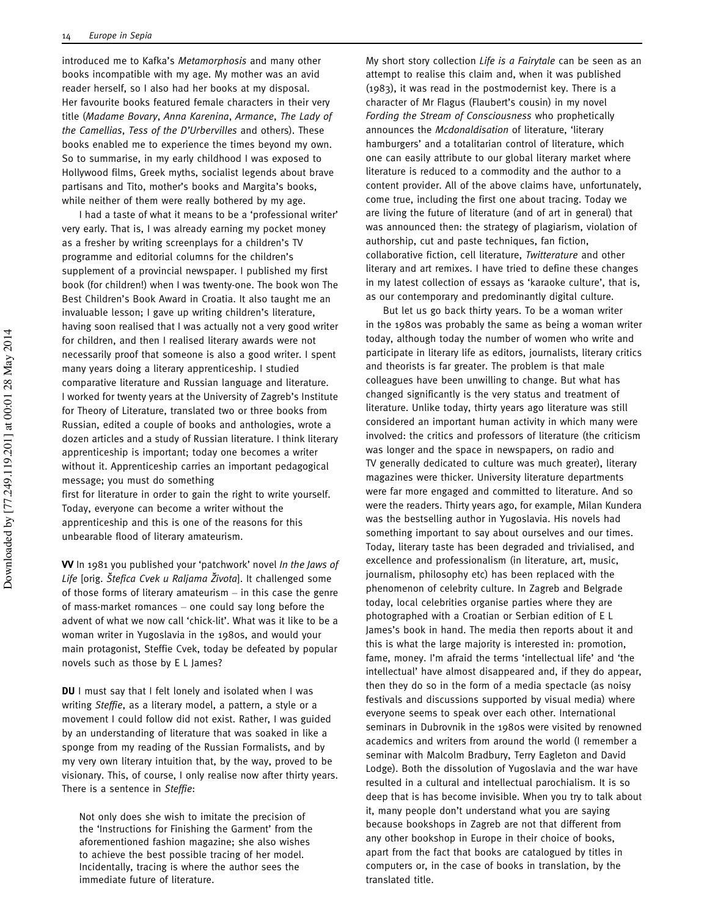introduced me to Kafka's *Metamorphosis* and many other books incompatible with my age. My mother was an avid reader herself, so I also had her books at my disposal. Her favourite books featured female characters in their very title (*Madame Bovary*, *Anna Karenina*, *Armance*, *The Lady of the Camellias*, *Tess of the D'Urbervilles* and others). These books enabled me to experience the times beyond my own. So to summarise, in my early childhood I was exposed to Hollywood films, Greek myths, socialist legends about brave partisans and Tito, mother's books and Margita's books, while neither of them were really bothered by my age.

I had a taste of what it means to be a 'professional writer' very early. That is, I was already earning my pocket money as a fresher by writing screenplays for a children's TV programme and editorial columns for the children's supplement of a provincial newspaper. I published my first book (for children!) when I was twenty-one. The book won The Best Children's Book Award in Croatia. It also taught me an invaluable lesson; I gave up writing children's literature, having soon realised that I was actually not a very good writer for children, and then I realised literary awards were not necessarily proof that someone is also a good writer. I spent many years doing a literary apprenticeship. I studied comparative literature and Russian language and literature. I worked for twenty years at the University of Zagreb's Institute for Theory of Literature, translated two or three books from Russian, edited a couple of books and anthologies, wrote a dozen articles and a study of Russian literature. I think literary apprenticeship is important; today one becomes a writer without it. Apprenticeship carries an important pedagogical message; you must do something first for literature in order to gain the right to write yourself. Today, everyone can become a writer without the apprenticeship and this is one of the reasons for this unbearable flood of literary amateurism.

**VV** In 1981 you published your 'patchwork' novel *In the Jaws of Life* [orig. *Štefica Cvek u Raljama Života*]. It challenged some of those forms of literary amateurism – in this case the genre of mass-market romances – one could say long before the advent of what we now call 'chick-lit'. What was it like to be a woman writer in Yugoslavia in the 1980s, and would your main protagonist, Steffie Cvek, today be defeated by popular novels such as those by E L James?

**DU** I must say that I felt lonely and isolated when I was writing *Steffie*, as a literary model, a pattern, a style or a movement I could follow did not exist. Rather, I was guided by an understanding of literature that was soaked in like a sponge from my reading of the Russian Formalists, and by my very own literary intuition that, by the way, proved to be visionary. This, of course, I only realise now after thirty years. There is a sentence in *Steffie*:

> Not only does she wish to imitate the precision of the 'Instructions for Finishing the Garment' from the aforementioned fashion magazine; she also wishes to achieve the best possible tracing of her model. Incidentally, tracing is where the author sees the immediate future of literature.

My short story collection *Life is a Fairytale* can be seen as an attempt to realise this claim and, when it was published (1983), it was read in the postmodernist key. There is a character of Mr Flagus (Flaubert's cousin) in my novel *Fording the Stream of Consciousness* who prophetically announces the *Mcdonaldisation* of literature, 'literary hamburgers' and a totalitarian control of literature, which one can easily attribute to our global literary market where literature is reduced to a commodity and the author to a content provider. All of the above claims have, unfortunately, come true, including the first one about tracing. Today we are living the future of literature (and of art in general) that was announced then: the strategy of plagiarism, violation of authorship, cut and paste techniques, fan fiction, collaborative fiction, cell literature, *Twitterature* and other literary and art remixes. I have tried to define these changes in my latest collection of essays as 'karaoke culture', that is, as our contemporary and predominantly digital culture.

But let us go back thirty years. To be a woman writer in the 1980s was probably the same as being a woman writer today, although today the number of women who write and participate in literary life as editors, journalists, literary critics and theorists is far greater. The problem is that male colleagues have been unwilling to change. But what has changed significantly is the very status and treatment of literature. Unlike today, thirty years ago literature was still considered an important human activity in which many were involved: the critics and professors of literature (the criticism was longer and the space in newspapers, on radio and TV generally dedicated to culture was much greater), literary magazines were thicker. University literature departments were far more engaged and committed to literature. And so were the readers. Thirty years ago, for example, Milan Kundera was the bestselling author in Yugoslavia. His novels had something important to say about ourselves and our times. Today, literary taste has been degraded and trivialised, and excellence and professionalism (in literature, art, music, journalism, philosophy etc) has been replaced with the phenomenon of celebrity culture. In Zagreb and Belgrade today, local celebrities organise parties where they are photographed with a Croatian or Serbian edition of E L James's book in hand. The media then reports about it and this is what the large majority is interested in: promotion, fame, money. I'm afraid the terms 'intellectual life' and 'the intellectual' have almost disappeared and, if they do appear, then they do so in the form of a media spectacle (as noisy festivals and discussions supported by visual media) where everyone seems to speak over each other. International seminars in Dubrovnik in the 1980s were visited by renowned academics and writers from around the world (I remember a seminar with Malcolm Bradbury, Terry Eagleton and David Lodge). Both the dissolution of Yugoslavia and the war have resulted in a cultural and intellectual parochialism. It is so deep that is has become invisible. When you try to talk about it, many people don't understand what you are saying because bookshops in Zagreb are not that different from any other bookshop in Europe in their choice of books, apart from the fact that books are catalogued by titles in computers or, in the case of books in translation, by the translated title.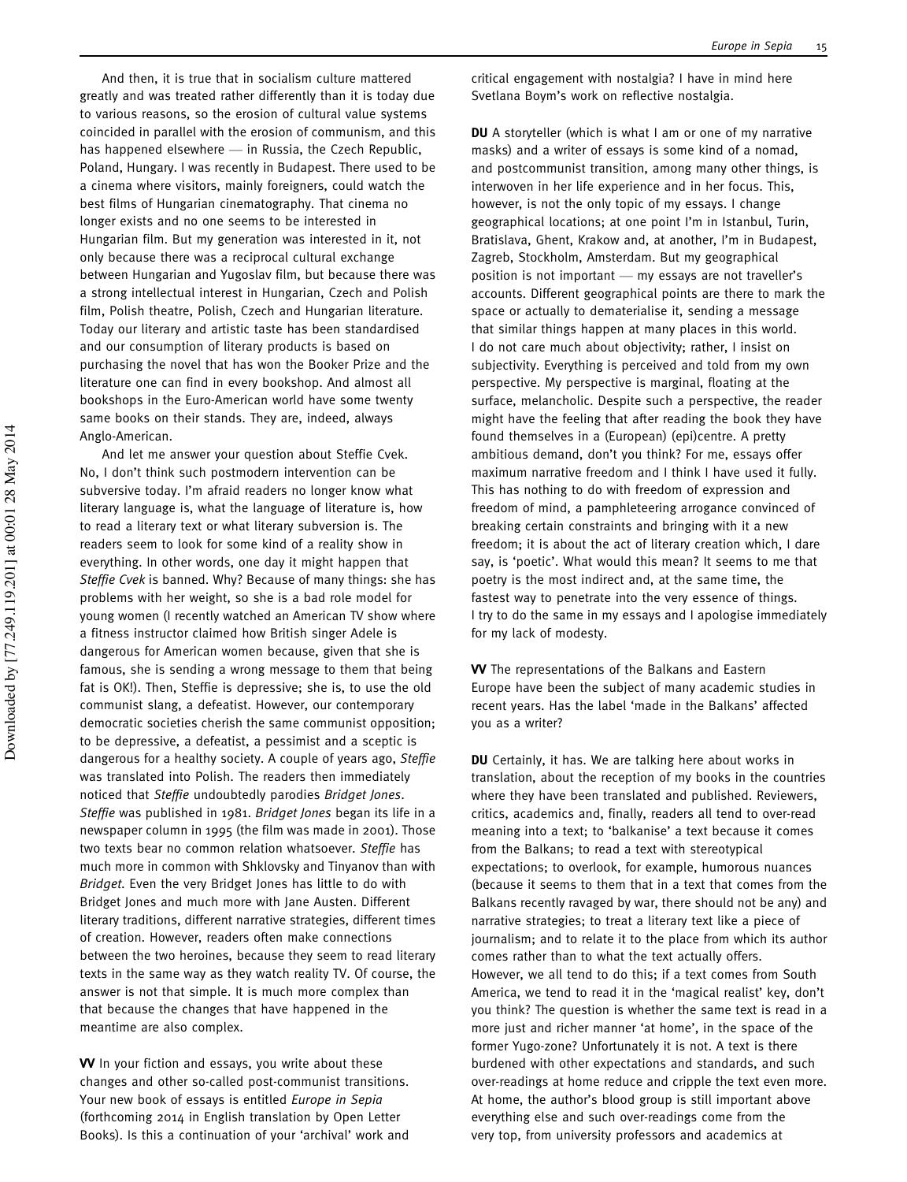And then, it is true that in socialism culture mattered greatly and was treated rather differently than it is today due to various reasons, so the erosion of cultural value systems coincided in parallel with the erosion of communism, and this has happened elsewhere — in Russia, the Czech Republic, Poland, Hungary. I was recently in Budapest. There used to be a cinema where visitors, mainly foreigners, could watch the best films of Hungarian cinematography. That cinema no longer exists and no one seems to be interested in Hungarian film. But my generation was interested in it, not only because there was a reciprocal cultural exchange between Hungarian and Yugoslav film, but because there was a strong intellectual interest in Hungarian, Czech and Polish film, Polish theatre, Polish, Czech and Hungarian literature. Today our literary and artistic taste has been standardised and our consumption of literary products is based on purchasing the novel that has won the Booker Prize and the literature one can find in every bookshop. And almost all bookshops in the Euro-American world have some twenty same books on their stands. They are, indeed, always Anglo-American.

And let me answer your question about Steffie Cvek. No, I don't think such postmodern intervention can be subversive today. I'm afraid readers no longer know what literary language is, what the language of literature is, how to read a literary text or what literary subversion is. The readers seem to look for some kind of a reality show in everything. In other words, one day it might happen that *Steffie Cvek* is banned. Why? Because of many things: she has problems with her weight, so she is a bad role model for young women (I recently watched an American TV show where a fitness instructor claimed how British singer Adele is dangerous for American women because, given that she is famous, she is sending a wrong message to them that being fat is OK!). Then, Steffie is depressive; she is, to use the old communist slang, a defeatist. However, our contemporary democratic societies cherish the same communist opposition; to be depressive, a defeatist, a pessimist and a sceptic is dangerous for a healthy society. A couple of years ago, *Steffie* was translated into Polish. The readers then immediately noticed that *Steffie* undoubtedly parodies *Bridget Jones*. *Steffie* was published in 1981. *Bridget Jones* began its life in a newspaper column in 1995 (the film was made in 2001). Those two texts bear no common relation whatsoever. *Steffie* has much more in common with Shklovsky and Tinyanov than with *Bridget*. Even the very Bridget Jones has little to do with Bridget Jones and much more with Jane Austen. Different literary traditions, different narrative strategies, different times of creation. However, readers often make connections between the two heroines, because they seem to read literary texts in the same way as they watch reality TV. Of course, the answer is not that simple. It is much more complex than that because the changes that have happened in the meantime are also complex.

**VV** In your fiction and essays, you write about these changes and other so-called post-communist transitions. Your new book of essays is entitled *Europe in Sepia* (forthcoming 2014 in English translation by Open Letter Books). Is this a continuation of your 'archival' work and critical engagement with nostalgia? I have in mind here Svetlana Boym's work on reflective nostalgia.

**DU** A storyteller (which is what I am or one of my narrative masks) and a writer of essays is some kind of a nomad, and postcommunist transition, among many other things, is interwoven in her life experience and in her focus. This, however, is not the only topic of my essays. I change geographical locations; at one point I'm in Istanbul, Turin, Bratislava, Ghent, Krakow and, at another, I'm in Budapest, Zagreb, Stockholm, Amsterdam. But my geographical position is not important — my essays are not traveller's accounts. Different geographical points are there to mark the space or actually to dematerialise it, sending a message that similar things happen at many places in this world. I do not care much about objectivity; rather, I insist on subjectivity. Everything is perceived and told from my own perspective. My perspective is marginal, floating at the surface, melancholic. Despite such a perspective, the reader might have the feeling that after reading the book they have found themselves in a (European) (epi)centre. A pretty ambitious demand, don't you think? For me, essays offer maximum narrative freedom and I think I have used it fully. This has nothing to do with freedom of expression and freedom of mind, a pamphleteering arrogance convinced of breaking certain constraints and bringing with it a new freedom; it is about the act of literary creation which, I dare say, is 'poetic'. What would this mean? It seems to me that poetry is the most indirect and, at the same time, the fastest way to penetrate into the very essence of things. I try to do the same in my essays and I apologise immediately for my lack of modesty.

**VV** The representations of the Balkans and Eastern Europe have been the subject of many academic studies in recent years. Has the label 'made in the Balkans' affected you as a writer?

**DU** Certainly, it has. We are talking here about works in translation, about the reception of my books in the countries where they have been translated and published. Reviewers, critics, academics and, finally, readers all tend to over-read meaning into a text; to 'balkanise' a text because it comes from the Balkans; to read a text with stereotypical expectations; to overlook, for example, humorous nuances (because it seems to them that in a text that comes from the Balkans recently ravaged by war, there should not be any) and narrative strategies; to treat a literary text like a piece of journalism; and to relate it to the place from which its author comes rather than to what the text actually offers. However, we all tend to do this; if a text comes from South America, we tend to read it in the 'magical realist' key, don't you think? The question is whether the same text is read in a more just and richer manner 'at home', in the space of the former Yugo-zone? Unfortunately it is not. A text is there burdened with other expectations and standards, and such over-readings at home reduce and cripple the text even more. At home, the author's blood group is still important above everything else and such over-readings come from the very top, from university professors and academics at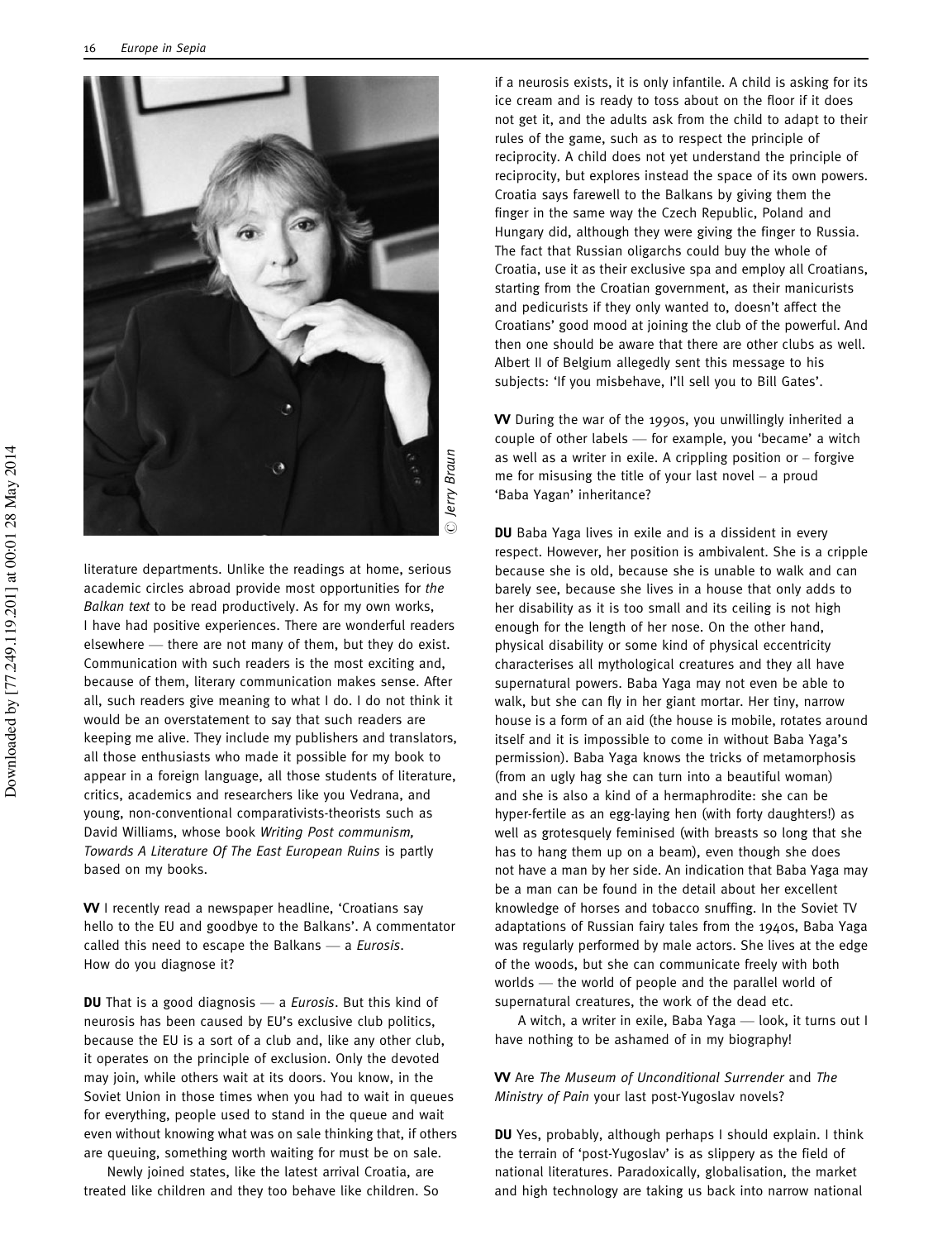literature departments. Unlike the readings at home, serious academic circles abroad provide most opportunities for *the Balkan text* to be read productively. As for my own works, I have had positive experiences. There are wonderful readers elsewhere — there are not many of them, but they do exist. Communication with such readers is the most exciting and, because of them, literary communication makes sense. After all, such readers give meaning to what I do. I do not think it would be an overstatement to say that such readers are keeping me alive. They include my publishers and translators, all those enthusiasts who made it possible for my book to appear in a foreign language, all those students of literature, critics, academics and researchers like you Vedrana, and young, non-conventional comparativists-theorists such as David Williams, whose book *Writing Post communism, Towards A Literature Of The East European Ruins* is partly based on my books.

**VV** I recently read a newspaper headline, 'Croatians say hello to the EU and goodbye to the Balkans'. A commentator called this need to escape the Balkans — a *Eurosis*. How do you diagnose it?

**DU** That is a good diagnosis — a *Eurosis*. But this kind of neurosis has been caused by EU's exclusive club politics, because the EU is a sort of a club and, like any other club, it operates on the principle of exclusion. Only the devoted may join, while others wait at its doors. You know, in the Soviet Union in those times when you had to wait in queues for everything, people used to stand in the queue and wait even without knowing what was on sale thinking that, if others are queuing, something worth waiting for must be on sale.

Newly joined states, like the latest arrival Croatia, are treated like children and they too behave like children. So if a neurosis exists, it is only infantile. A child is asking for its ice cream and is ready to toss about on the floor if it does not get it, and the adults ask from the child to adapt to their rules of the game, such as to respect the principle of reciprocity. A child does not yet understand the principle of reciprocity, but explores instead the space of its own powers. Croatia says farewell to the Balkans by giving them the finger in the same way the Czech Republic, Poland and Hungary did, although they were giving the finger to Russia. The fact that Russian oligarchs could buy the whole of Croatia, use it as their exclusive spa and employ all Croatians, starting from the Croatian government, as their manicurists and pedicurists if they only wanted to, doesn't affect the Croatians' good mood at joining the club of the powerful. And then one should be aware that there are other clubs as well. Albert II of Belgium allegedly sent this message to his subjects: 'If you misbehave, I'll sell you to Bill Gates'.

**VV** During the war of the 1990s, you unwillingly inherited a couple of other labels — for example, you 'became' a witch as well as a writer in exile. A crippling position or – forgive me for misusing the title of your last novel – a proud 'Baba Yagan' inheritance?

**DU** Baba Yaga lives in exile and is a dissident in every respect. However, her position is ambivalent. She is a cripple because she is old, because she is unable to walk and can barely see, because she lives in a house that only adds to her disability as it is too small and its ceiling is not high enough for the length of her nose. On the other hand, physical disability or some kind of physical eccentricity characterises all mythological creatures and they all have supernatural powers. Baba Yaga may not even be able to walk, but she can fly in her giant mortar. Her tiny, narrow house is a form of an aid (the house is mobile, rotates around itself and it is impossible to come in without Baba Yaga's permission). Baba Yaga knows the tricks of metamorphosis (from an ugly hag she can turn into a beautiful woman) and she is also a kind of a hermaphrodite: she can be hyper-fertile as an egg-laying hen (with forty daughters!) as well as grotesquely feminised (with breasts so long that she has to hang them up on a beam), even though she does not have a man by her side. An indication that Baba Yaga may be a man can be found in the detail about her excellent knowledge of horses and tobacco snuffing. In the Soviet TV adaptations of Russian fairy tales from the 1940s, Baba Yaga was regularly performed by male actors. She lives at the edge of the woods, but she can communicate freely with both worlds — the world of people and the parallel world of supernatural creatures, the work of the dead etc.

A witch, a writer in exile, Baba Yaga — look, it turns out I have nothing to be ashamed of in my biography!

**VV** Are *The Museum of Unconditional Surrender* and *The Ministry of Pain* your last post-Yugoslav novels?

**DU** Yes, probably, although perhaps I should explain. I think the terrain of 'post-Yugoslav' is as slippery as the field of national literatures. Paradoxically, globalisation, the market and high technology are taking us back into narrow national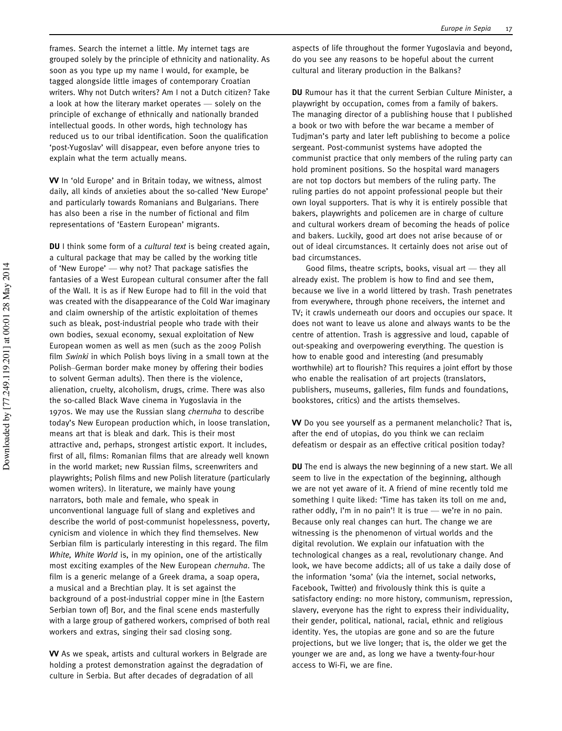frames. Search the internet a little. My internet tags are grouped solely by the principle of ethnicity and nationality. As soon as you type up my name I would, for example, be tagged alongside little images of contemporary Croatian writers. Why not Dutch writers? Am I not a Dutch citizen? Take a look at how the literary market operates — solely on the principle of exchange of ethnically and nationally branded intellectual goods. In other words, high technology has reduced us to our tribal identification. Soon the qualification 'post-Yugoslav' will disappear, even before anyone tries to explain what the term actually means.

**VV** In 'old Europe' and in Britain today, we witness, almost daily, all kinds of anxieties about the so-called 'New Europe' and particularly towards Romanians and Bulgarians. There has also been a rise in the number of fictional and film representations of 'Eastern European' migrants.

**DU** I think some form of a *cultural text* is being created again, a cultural package that may be called by the working title of 'New Europe' — why not? That package satisfies the fantasies of a West European cultural consumer after the fall of the Wall. It is as if New Europe had to fill in the void that was created with the disappearance of the Cold War imaginary and claim ownership of the artistic exploitation of themes such as bleak, post-industrial people who trade with their own bodies, sexual economy, sexual exploitation of New European women as well as men (such as the 2009 Polish film *Swinki* in which Polish boys living in a small town at the Polish–German border make money by offering their bodies to solvent German adults). Then there is the violence, alienation, cruelty, alcoholism, drugs, crime. There was also the so-called Black Wave cinema in Yugoslavia in the 1970s. We may use the Russian slang *chernuha* to describe today's New European production which, in loose translation, means art that is bleak and dark. This is their most attractive and, perhaps, strongest artistic export. It includes, first of all, films: Romanian films that are already well known in the world market; new Russian films, screenwriters and playwrights; Polish films and new Polish literature (particularly women writers). In literature, we mainly have young narrators, both male and female, who speak in unconventional language full of slang and expletives and describe the world of post-communist hopelessness, poverty, cynicism and violence in which they find themselves. New Serbian film is particularly interesting in this regard. The film *White, White World* is, in my opinion, one of the artistically most exciting examples of the New European *chernuha*. The film is a generic melange of a Greek drama, a soap opera, a musical and a Brechtian play. It is set against the background of a post-industrial copper mine in [the Eastern Serbian town of] Bor, and the final scene ends masterfully with a large group of gathered workers, comprised of both real workers and extras, singing their sad closing song.

**VV** As we speak, artists and cultural workers in Belgrade are holding a protest demonstration against the degradation of culture in Serbia. But after decades of degradation of all aspects of life throughout the former Yugoslavia and beyond, do you see any reasons to be hopeful about the current cultural and literary production in the Balkans?

**DU** Rumour has it that the current Serbian Culture Minister, a playwright by occupation, comes from a family of bakers. The managing director of a publishing house that I published a book or two with before the war became a member of Tudjman's party and later left publishing to become a police sergeant. Post-communist systems have adopted the communist practice that only members of the ruling party can hold prominent positions. So the hospital ward managers are not top doctors but members of the ruling party. The ruling parties do not appoint professional people but their own loyal supporters. That is why it is entirely possible that bakers, playwrights and policemen are in charge of culture and cultural workers dream of becoming the heads of police and bakers. Luckily, good art does not arise because of or out of ideal circumstances. It certainly does not arise out of bad circumstances.

Good films, theatre scripts, books, visual art — they all already exist. The problem is how to find and see them, because we live in a world littered by trash. Trash penetrates from everywhere, through phone receivers, the internet and TV; it crawls underneath our doors and occupies our space. It does not want to leave us alone and always wants to be the centre of attention. Trash is aggressive and loud, capable of out-speaking and overpowering everything. The question is how to enable good and interesting (and presumably worthwhile) art to flourish? This requires a joint effort by those who enable the realisation of art projects (translators, publishers, museums, galleries, film funds and foundations, bookstores, critics) and the artists themselves.

**VV** Do you see yourself as a permanent melancholic? That is, after the end of utopias, do you think we can reclaim defeatism or despair as an effective critical position today?

**DU** The end is always the new beginning of a new start. We all seem to live in the expectation of the beginning, although we are not yet aware of it. A friend of mine recently told me something I quite liked: 'Time has taken its toll on me and, rather oddly, I'm in no pain'! It is true — we're in no pain. Because only real changes can hurt. The change we are witnessing is the phenomenon of virtual worlds and the digital revolution. We explain our infatuation with the technological changes as a real, revolutionary change. And look, we have become addicts; all of us take a daily dose of the information 'soma' (via the internet, social networks, Facebook, Twitter) and frivolously think this is quite a satisfactory ending: no more history, communism, repression, slavery, everyone has the right to express their individuality, their gender, political, national, racial, ethnic and religious identity. Yes, the utopias are gone and so are the future projections, but we live longer; that is, the older we get the younger we are and, as long we have a twenty-four-hour access to Wi-Fi, we are fine.